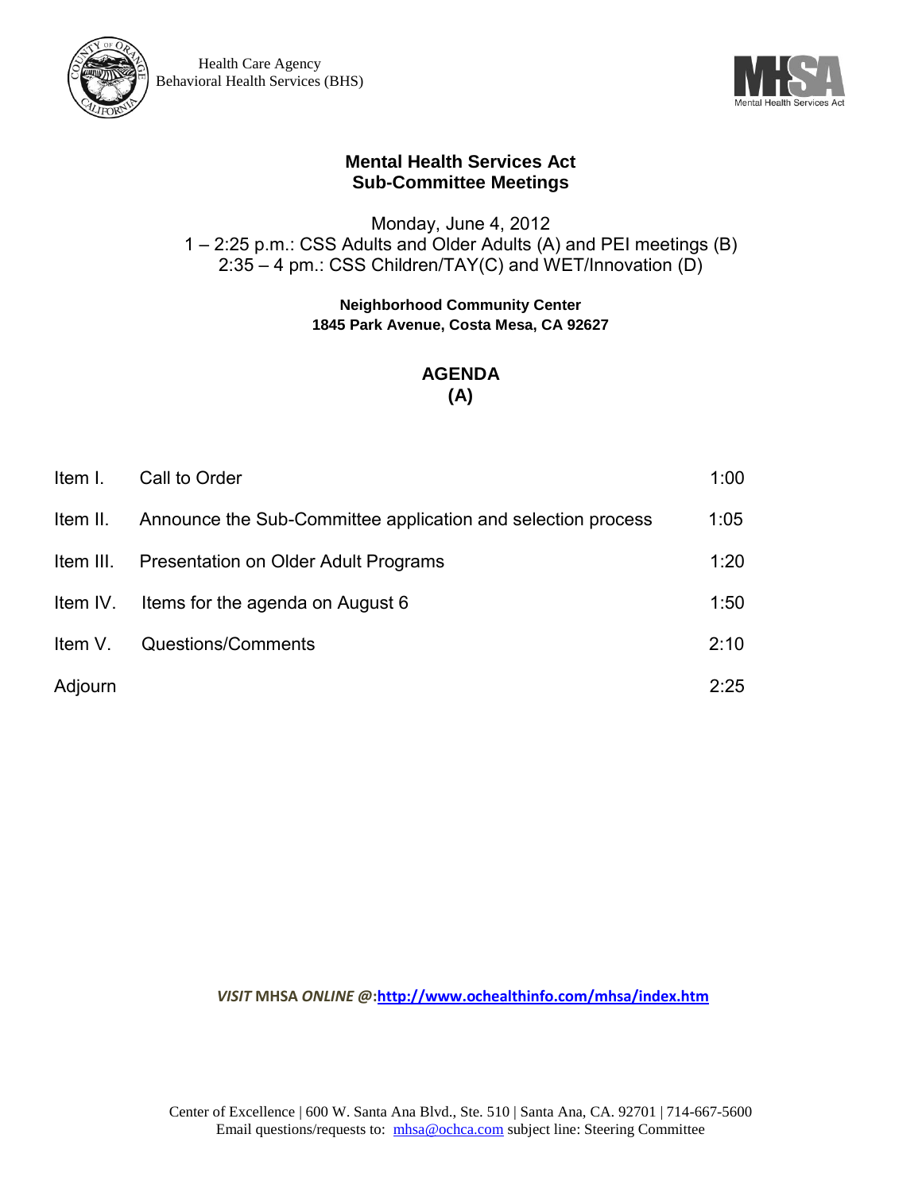Health Care Agency
Behavioral Health Services (BHS)

# Mental Health Services Act Sub-Committee Meetings

Monday, June 4, 2012
1 – 2:25 p.m.: CSS Adults and Older Adults (A) and PEI meetings (B)
2:35 – 4 pm.: CSS Children/TAY(C) and WET/Innovation (D)

**Neighborhood Community Center**
**1845 Park Avenue, Costa Mesa, CA 92627**

## AGENDA
## (A)

| | | |
|---|---|---|
| Item I. | Call to Order | 1:00 |
| Item II. | Announce the Sub-Committee application and selection process | 1:05 |
| Item III. | Presentation on Older Adult Programs | 1:20 |
| Item IV. | Items for the agenda on August 6 | 1:50 |
| Item V. | Questions/Comments | 2:10 |
| Adjourn | | 2:25 |

***VISIT* MHSA *ONLINE @*:http://www.ochealthinfo.com/mhsa/index.htm**

Center of Excellence | 600 W. Santa Ana Blvd., Ste. 510 | Santa Ana, CA. 92701 | 714-667-5600
Email questions/requests to: mhsa@ochca.com subject line: Steering Committee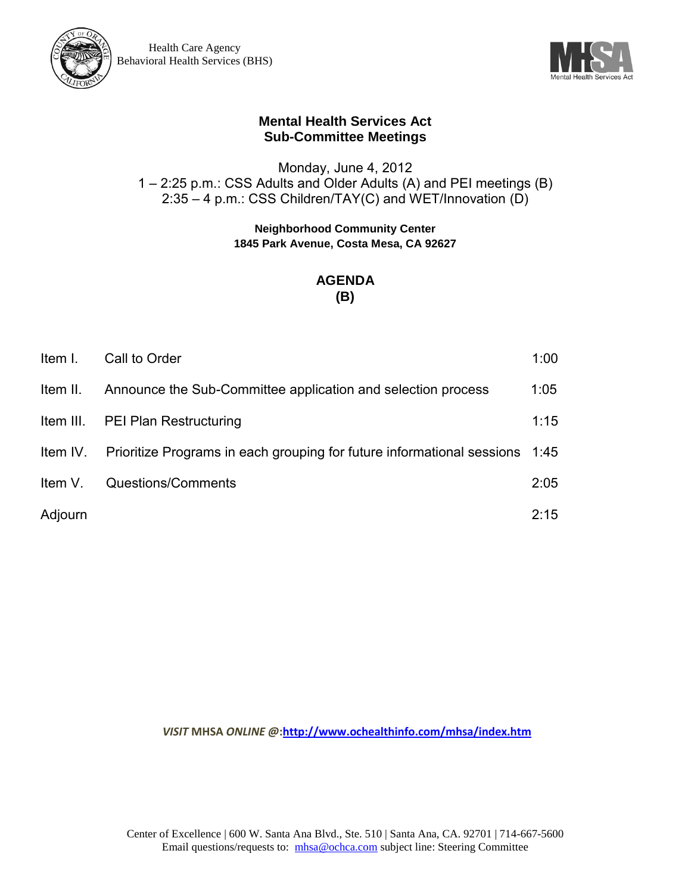Health Care Agency
Behavioral Health Services (BHS)

Mental Health Services Act

# Mental Health Services Act
# Sub-Committee Meetings

Monday, June 4, 2012
1 – 2:25 p.m.: CSS Adults and Older Adults (A) and PEI meetings (B)
2:35 – 4 p.m.: CSS Children/TAY(C) and WET/Innovation (D)

**Neighborhood Community Center**
**1845 Park Avenue, Costa Mesa, CA 92627**

## AGENDA
## (B)

| | | |
|---|---|---|
| Item I. | Call to Order | 1:00 |
| Item II. | Announce the Sub-Committee application and selection process | 1:05 |
| Item III. | PEI Plan Restructuring | 1:15 |
| Item IV. | Prioritize Programs in each grouping for future informational sessions | 1:45 |
| Item V. | Questions/Comments | 2:05 |
| Adjourn | | 2:15 |

***VISIT* MHSA *ONLINE @*:[http://www.ochealthinfo.com/mhsa/index.htm](http://www.ochealthinfo.com/mhsa/index.htm)**

Center of Excellence | 600 W. Santa Ana Blvd., Ste. 510 | Santa Ana, CA. 92701 | 714-667-5600
Email questions/requests to: [mhsa@ochca.com](mailto:mhsa@ochca.com) subject line: Steering Committee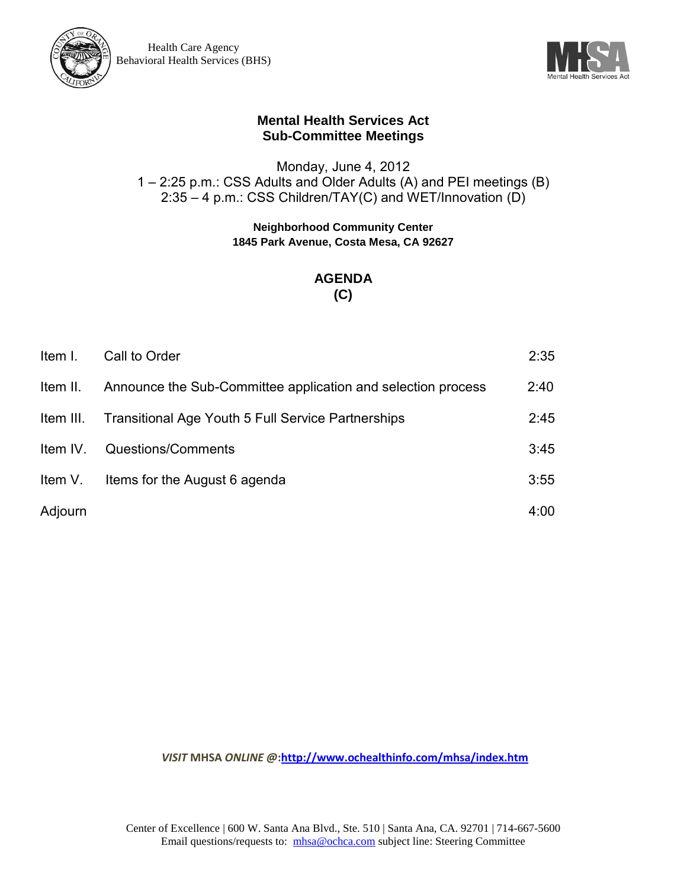Health Care Agency
Behavioral Health Services (BHS)

# Mental Health Services Act
# Sub-Committee Meetings

Monday, June 4, 2012
1 – 2:25 p.m.: CSS Adults and Older Adults (A) and PEI meetings (B)
2:35 – 4 p.m.: CSS Children/TAY(C) and WET/Innovation (D)

**Neighborhood Community Center**
**1845 Park Avenue, Costa Mesa, CA 92627**

## AGENDA
## (C)

| | | |
|---|---|---|
| Item I. | Call to Order | 2:35 |
| Item II. | Announce the Sub-Committee application and selection process | 2:40 |
| Item III. | Transitional Age Youth 5 Full Service Partnerships | 2:45 |
| Item IV. | Questions/Comments | 3:45 |
| Item V. | Items for the August 6 agenda | 3:55 |
| Adjourn | | 4:00 |

***VISIT* MHSA *ONLINE @*:[http://www.ochealthinfo.com/mhsa/index.htm](http://www.ochealthinfo.com/mhsa/index.htm)**

Center of Excellence | 600 W. Santa Ana Blvd., Ste. 510 | Santa Ana, CA. 92701 | 714-667-5600
Email questions/requests to: [mhsa@ochca.com](mailto:mhsa@ochca.com) subject line: Steering Committee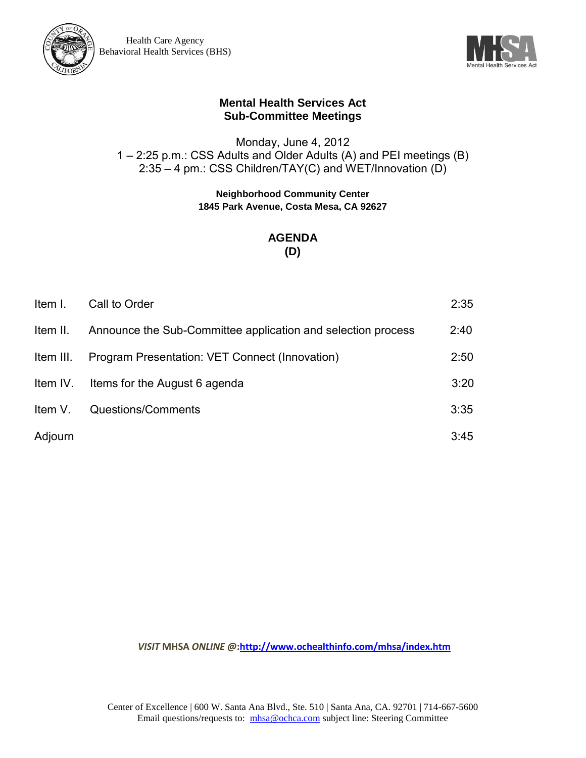Health Care Agency
Behavioral Health Services (BHS)

# Mental Health Services Act
# Sub-Committee Meetings

Monday, June 4, 2012
1 – 2:25 p.m.: CSS Adults and Older Adults (A) and PEI meetings (B)
2:35 – 4 pm.: CSS Children/TAY(C) and WET/Innovation (D)

**Neighborhood Community Center**
**1845 Park Avenue, Costa Mesa, CA 92627**

## AGENDA
## (D)

| | | |
|---|---|---|
| Item I. | Call to Order | 2:35 |
| Item II. | Announce the Sub-Committee application and selection process | 2:40 |
| Item III. | Program Presentation: VET Connect (Innovation) | 2:50 |
| Item IV. | Items for the August 6 agenda | 3:20 |
| Item V. | Questions/Comments | 3:35 |
| Adjourn | | 3:45 |

***VISIT* MHSA *ONLINE @*:http://www.ochealthinfo.com/mhsa/index.htm**

Center of Excellence | 600 W. Santa Ana Blvd., Ste. 510 | Santa Ana, CA. 92701 | 714-667-5600
Email questions/requests to: mhsa@ochca.com subject line: Steering Committee